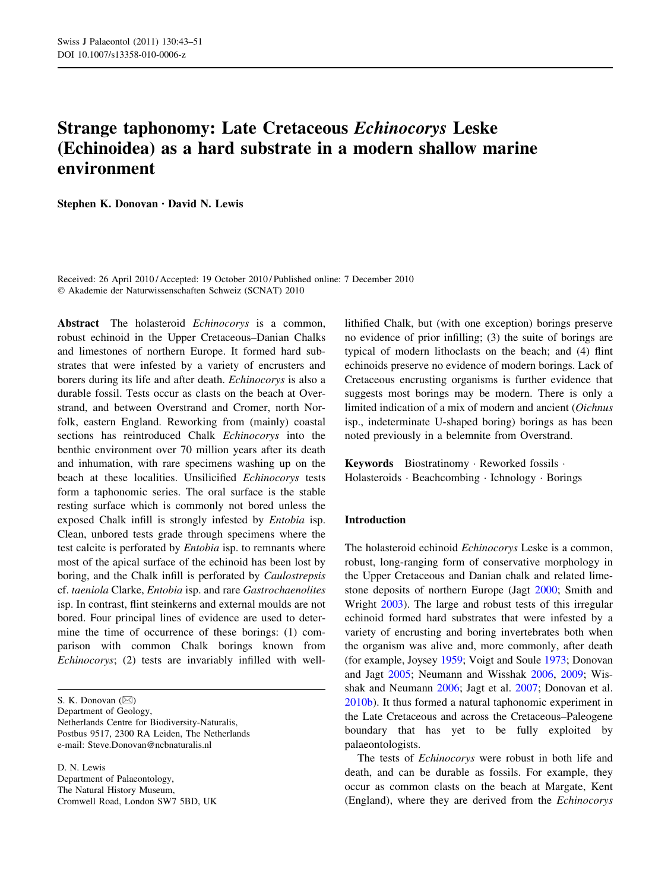Swiss J Palaeontol (2011) 130:43–51
DOI 10.1007/s13358-010-0006-z

# Strange taphonomy: Late Cretaceous *Echinocorys* Leske (Echinoidea) as a hard substrate in a modern shallow marine environment

**Stephen K. Donovan · David N. Lewis**

Received: 26 April 2010 / Accepted: 19 October 2010 / Published online: 7 December 2010
© Akademie der Naturwissenschaften Schweiz (SCNAT) 2010

**Abstract** The holasteroid *Echinocorys* is a common, robust echinoid in the Upper Cretaceous–Danian Chalks and limestones of northern Europe. It formed hard substrates that were infested by a variety of encrusters and borers during its life and after death. *Echinocorys* is also a durable fossil. Tests occur as clasts on the beach at Overstrand, and between Overstrand and Cromer, north Norfolk, eastern England. Reworking from (mainly) coastal sections has reintroduced Chalk *Echinocorys* into the benthic environment over 70 million years after its death and inhumation, with rare specimens washing up on the beach at these localities. Unsilicified *Echinocorys* tests form a taphonomic series. The oral surface is the stable resting surface which is commonly not bored unless the exposed Chalk infill is strongly infested by *Entobia* isp. Clean, unbored tests grade through specimens where the test calcite is perforated by *Entobia* isp. to remnants where most of the apical surface of the echinoid has been lost by boring, and the Chalk infill is perforated by *Caulostrepsis* cf. *taeniola* Clarke, *Entobia* isp. and rare *Gastrochaenolites* isp. In contrast, flint steinkerns and external moulds are not bored. Four principal lines of evidence are used to determine the time of occurrence of these borings: (1) comparison with common Chalk borings known from *Echinocorys*; (2) tests are invariably infilled with well-lithified Chalk, but (with one exception) borings preserve no evidence of prior infilling; (3) the suite of borings are typical of modern lithoclasts on the beach; and (4) flint echinoids preserve no evidence of modern borings. Lack of Cretaceous encrusting organisms is further evidence that suggests most borings may be modern. There is only a limited indication of a mix of modern and ancient (*Oichnus* isp., indeterminate U-shaped boring) borings as has been noted previously in a belemnite from Overstrand.

**Keywords** Biostratinomy · Reworked fossils · Holasteroids · Beachcombing · Ichnology · Borings

S. K. Donovan (✉)
Department of Geology,
Netherlands Centre for Biodiversity-Naturalis,
Postbus 9517, 2300 RA Leiden, The Netherlands
e-mail: Steve.Donovan@ncbnaturalis.nl

D. N. Lewis
Department of Palaeontology,
The Natural History Museum,
Cromwell Road, London SW7 5BD, UK

## Introduction

The holasteroid echinoid *Echinocorys* Leske is a common, robust, long-ranging form of conservative morphology in the Upper Cretaceous and Danian chalk and related limestone deposits of northern Europe (Jagt 2000; Smith and Wright 2003). The large and robust tests of this irregular echinoid formed hard substrates that were infested by a variety of encrusting and boring invertebrates both when the organism was alive and, more commonly, after death (for example, Joysey 1959; Voigt and Soule 1973; Donovan and Jagt 2005; Neumann and Wisshak 2006, 2009; Wisshak and Neumann 2006; Jagt et al. 2007; Donovan et al. 2010b). It thus formed a natural taphonomic experiment in the Late Cretaceous and across the Cretaceous–Paleogene boundary that has yet to be fully exploited by palaeontologists.

The tests of *Echinocorys* were robust in both life and death, and can be durable as fossils. For example, they occur as common clasts on the beach at Margate, Kent (England), where they are derived from the *Echinocorys*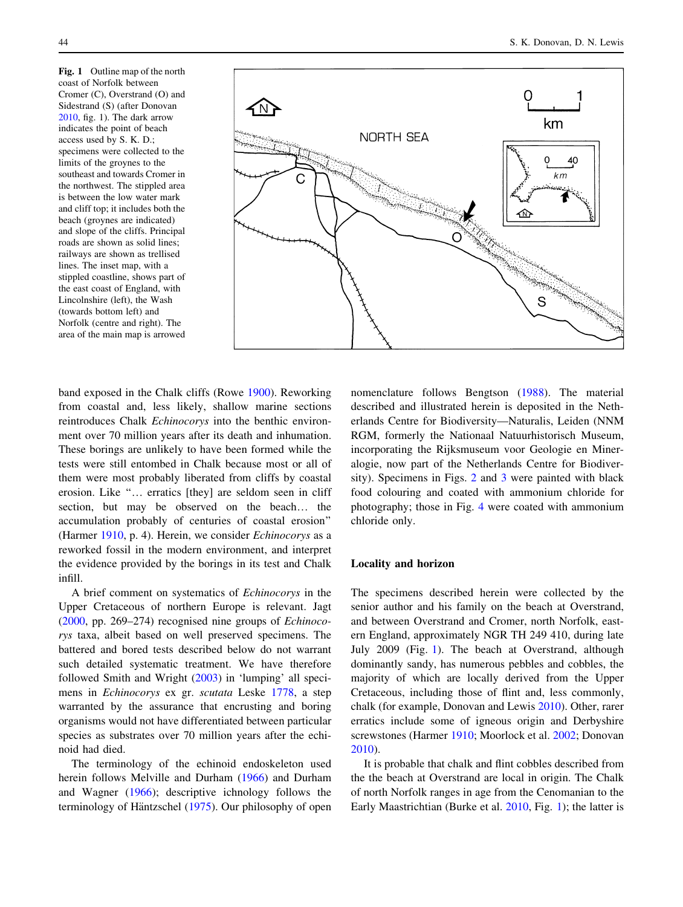Fig. 1 Outline map of the north coast of Norfolk between Cromer (C), Overstrand (O) and Sidestrand (S) (after Donovan 2010, fig. 1). The dark arrow indicates the point of beach access used by S. K. D.; specimens were collected to the limits of the groynes to the southeast and towards Cromer in the northwest. The stippled area is between the low water mark and cliff top; it includes both the beach (groynes are indicated) and slope of the cliffs. Principal roads are shown as solid lines; railways are shown as trellised lines. The inset map, with a stippled coastline, shows part of the east coast of England, with Lincolnshire (left), the Wash (towards bottom left) and Norfolk (centre and right). The area of the main map is arrowed

band exposed in the Chalk cliffs (Rowe 1900). Reworking from coastal and, less likely, shallow marine sections reintroduces Chalk *Echinocorys* into the benthic environment over 70 million years after its death and inhumation. These borings are unlikely to have been formed while the tests were still entombed in Chalk because most or all of them were most probably liberated from cliffs by coastal erosion. Like "… erratics [they] are seldom seen in cliff section, but may be observed on the beach… the accumulation probably of centuries of coastal erosion" (Harmer 1910, p. 4). Herein, we consider *Echinocorys* as a reworked fossil in the modern environment, and interpret the evidence provided by the borings in its test and Chalk infill.

A brief comment on systematics of *Echinocorys* in the Upper Cretaceous of northern Europe is relevant. Jagt (2000, pp. 269–274) recognised nine groups of *Echinocorys* taxa, albeit based on well preserved specimens. The battered and bored tests described below do not warrant such detailed systematic treatment. We have therefore followed Smith and Wright (2003) in 'lumping' all specimens in *Echinocorys* ex gr. *scutata* Leske 1778, a step warranted by the assurance that encrusting and boring organisms would not have differentiated between particular species as substrates over 70 million years after the echinoid had died.

The terminology of the echinoid endoskeleton used herein follows Melville and Durham (1966) and Durham and Wagner (1966); descriptive ichnology follows the terminology of Häntzschel (1975). Our philosophy of open nomenclature follows Bengtson (1988). The material described and illustrated herein is deposited in the Netherlands Centre for Biodiversity—Naturalis, Leiden (NNM RGM, formerly the Nationaal Natuurhistorisch Museum, incorporating the Rijksmuseum voor Geologie en Mineralogie, now part of the Netherlands Centre for Biodiversity). Specimens in Figs. 2 and 3 were painted with black food colouring and coated with ammonium chloride for photography; those in Fig. 4 were coated with ammonium chloride only.

## Locality and horizon

The specimens described herein were collected by the senior author and his family on the beach at Overstrand, and between Overstrand and Cromer, north Norfolk, eastern England, approximately NGR TH 249 410, during late July 2009 (Fig. 1). The beach at Overstrand, although dominantly sandy, has numerous pebbles and cobbles, the majority of which are locally derived from the Upper Cretaceous, including those of flint and, less commonly, chalk (for example, Donovan and Lewis 2010). Other, rarer erratics include some of igneous origin and Derbyshire screwstones (Harmer 1910; Moorlock et al. 2002; Donovan 2010).

It is probable that chalk and flint cobbles described from the the beach at Overstrand are local in origin. The Chalk of north Norfolk ranges in age from the Cenomanian to the Early Maastrichtian (Burke et al. 2010, Fig. 1); the latter is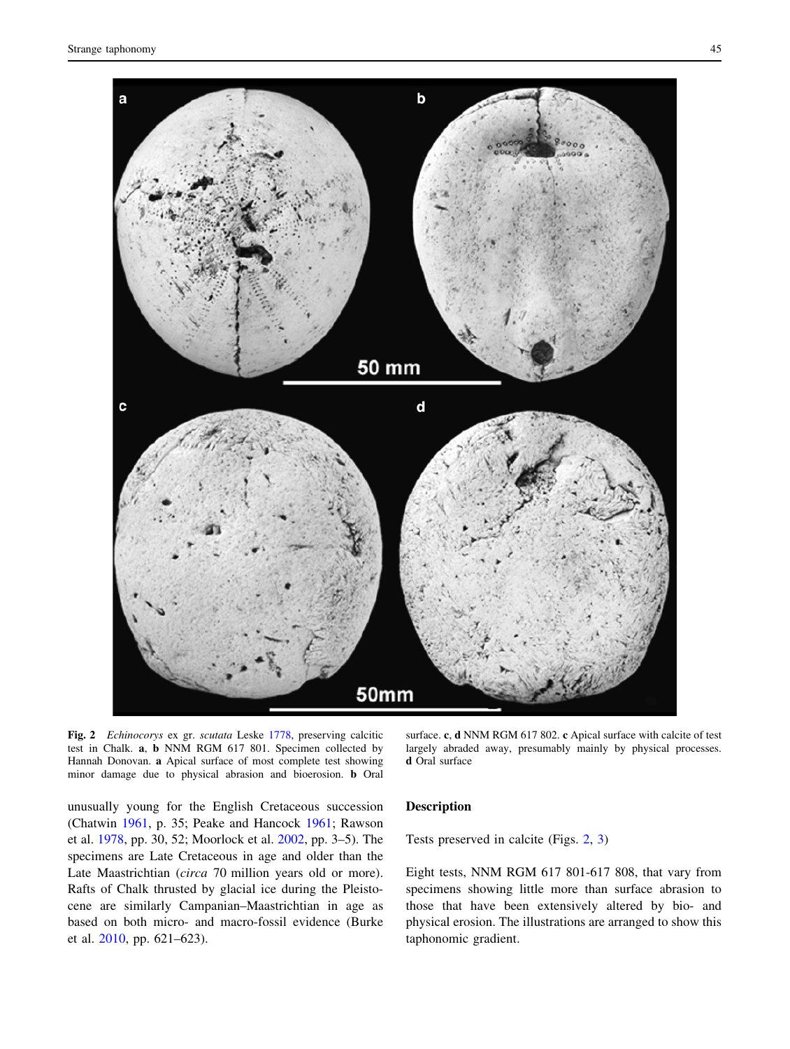**Fig. 2** *Echinocorys* ex gr. *scutata* Leske 1778, preserving calcitic test in Chalk. **a**, **b** NNM RGM 617 801. Specimen collected by Hannah Donovan. **a** Apical surface of most complete test showing minor damage due to physical abrasion and bioerosion. **b** Oral surface. **c**, **d** NNM RGM 617 802. **c** Apical surface with calcite of test largely abraded away, presumably mainly by physical processes. **d** Oral surface

unusually young for the English Cretaceous succession (Chatwin 1961, p. 35; Peake and Hancock 1961; Rawson et al. 1978, pp. 30, 52; Moorlock et al. 2002, pp. 3–5). The specimens are Late Cretaceous in age and older than the Late Maastrichtian (*circa* 70 million years old or more). Rafts of Chalk thrusted by glacial ice during the Pleistocene are similarly Campanian–Maastrichtian in age as based on both micro- and macro-fossil evidence (Burke et al. 2010, pp. 621–623).

## Description

Tests preserved in calcite (Figs. 2, 3)

Eight tests, NNM RGM 617 801-617 808, that vary from specimens showing little more than surface abrasion to those that have been extensively altered by bio- and physical erosion. The illustrations are arranged to show this taphonomic gradient.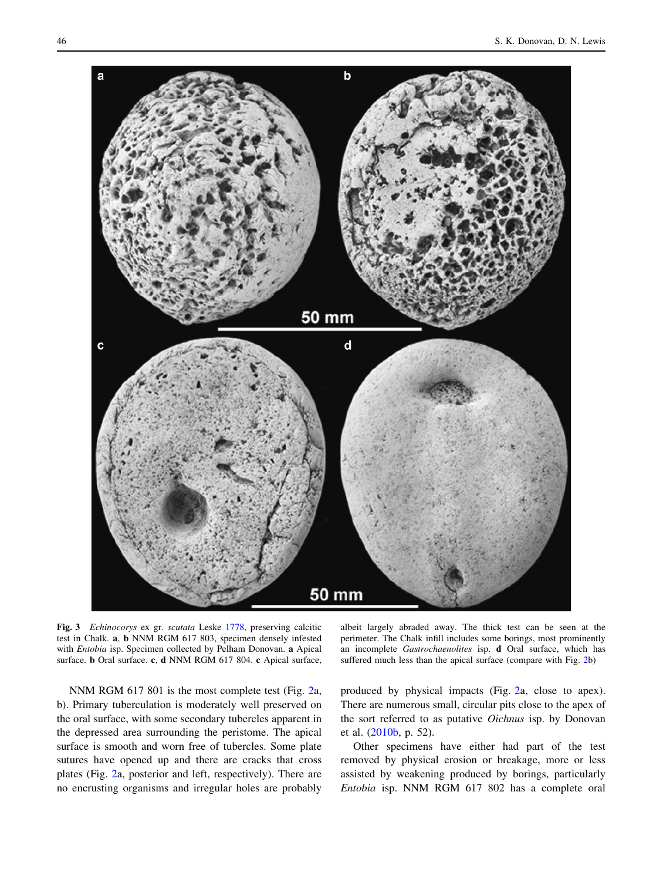**Fig. 3** *Echinocorys* ex gr. *scutata* Leske 1778, preserving calcitic test in Chalk. **a**, **b** NNM RGM 617 803, specimen densely infested with *Entobia* isp. Specimen collected by Pelham Donovan. **a** Apical surface. **b** Oral surface. **c**, **d** NNM RGM 617 804. **c** Apical surface, albeit largely abraded away. The thick test can be seen at the perimeter. The Chalk infill includes some borings, most prominently an incomplete *Gastrochaenolites* isp. **d** Oral surface, which has suffered much less than the apical surface (compare with Fig. 2b)

NNM RGM 617 801 is the most complete test (Fig. 2a, b). Primary tuberculation is moderately well preserved on the oral surface, with some secondary tubercles apparent in the depressed area surrounding the peristome. The apical surface is smooth and worn free of tubercles. Some plate sutures have opened up and there are cracks that cross plates (Fig. 2a, posterior and left, respectively). There are no encrusting organisms and irregular holes are probably produced by physical impacts (Fig. 2a, close to apex). There are numerous small, circular pits close to the apex of the sort referred to as putative *Oichnus* isp. by Donovan et al. (2010b, p. 52).

Other specimens have either had part of the test removed by physical erosion or breakage, more or less assisted by weakening produced by borings, particularly *Entobia* isp. NNM RGM 617 802 has a complete oral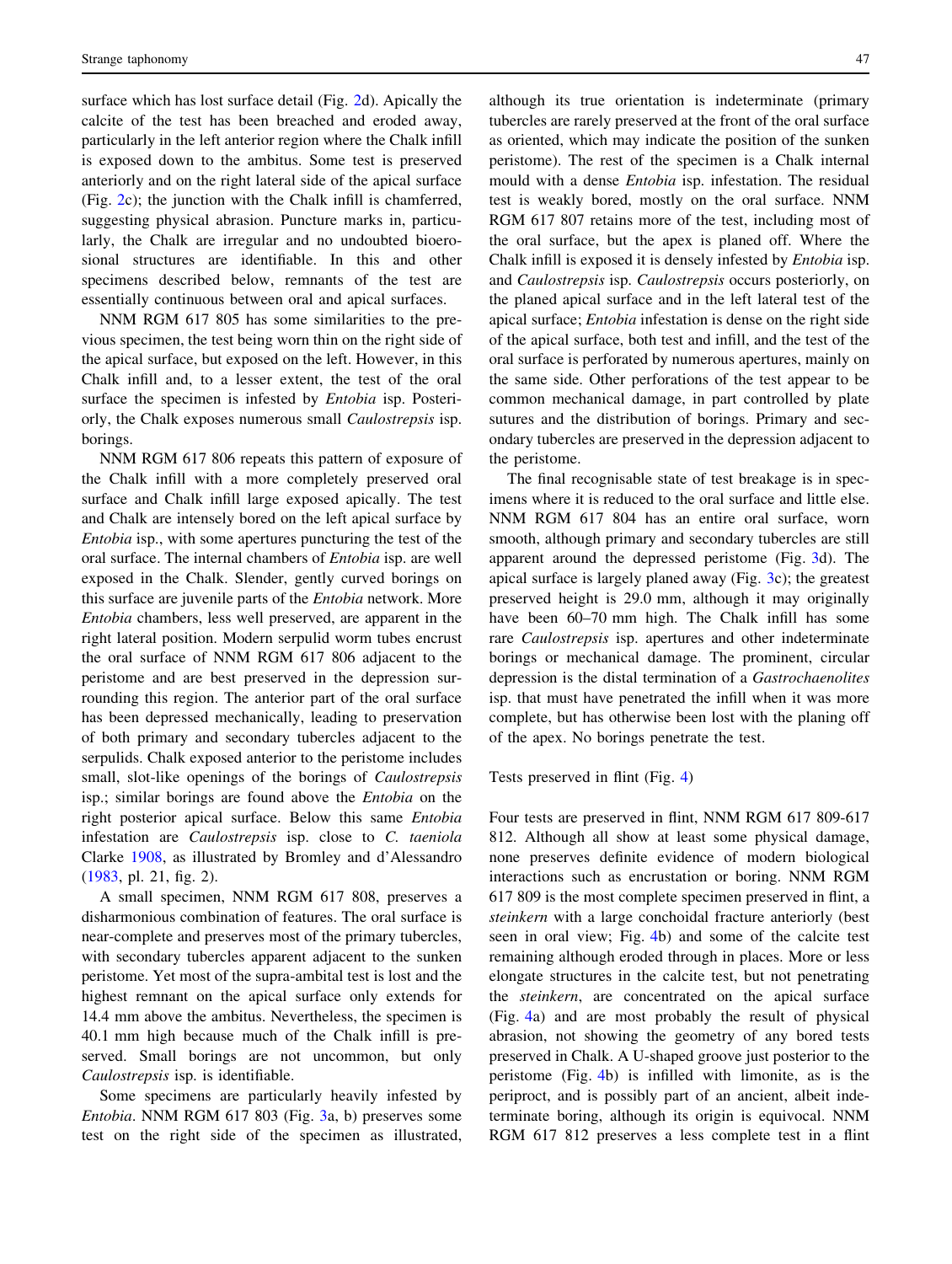surface which has lost surface detail (Fig. 2d). Apically the calcite of the test has been breached and eroded away, particularly in the left anterior region where the Chalk infill is exposed down to the ambitus. Some test is preserved anteriorly and on the right lateral side of the apical surface (Fig. 2c); the junction with the Chalk infill is chamferred, suggesting physical abrasion. Puncture marks in, particularly, the Chalk are irregular and no undoubted bioerosional structures are identifiable. In this and other specimens described below, remnants of the test are essentially continuous between oral and apical surfaces.

NNM RGM 617 805 has some similarities to the previous specimen, the test being worn thin on the right side of the apical surface, but exposed on the left. However, in this Chalk infill and, to a lesser extent, the test of the oral surface the specimen is infested by *Entobia* isp. Posteriorly, the Chalk exposes numerous small *Caulostrepsis* isp. borings.

NNM RGM 617 806 repeats this pattern of exposure of the Chalk infill with a more completely preserved oral surface and Chalk infill large exposed apically. The test and Chalk are intensely bored on the left apical surface by *Entobia* isp., with some apertures puncturing the test of the oral surface. The internal chambers of *Entobia* isp. are well exposed in the Chalk. Slender, gently curved borings on this surface are juvenile parts of the *Entobia* network. More *Entobia* chambers, less well preserved, are apparent in the right lateral position. Modern serpulid worm tubes encrust the oral surface of NNM RGM 617 806 adjacent to the peristome and are best preserved in the depression surrounding this region. The anterior part of the oral surface has been depressed mechanically, leading to preservation of both primary and secondary tubercles adjacent to the serpulids. Chalk exposed anterior to the peristome includes small, slot-like openings of the borings of *Caulostrepsis* isp.; similar borings are found above the *Entobia* on the right posterior apical surface. Below this same *Entobia* infestation are *Caulostrepsis* isp. close to *C. taeniola* Clarke 1908, as illustrated by Bromley and d'Alessandro (1983, pl. 21, fig. 2).

A small specimen, NNM RGM 617 808, preserves a disharmonious combination of features. The oral surface is near-complete and preserves most of the primary tubercles, with secondary tubercles apparent adjacent to the sunken peristome. Yet most of the supra-ambital test is lost and the highest remnant on the apical surface only extends for 14.4 mm above the ambitus. Nevertheless, the specimen is 40.1 mm high because much of the Chalk infill is preserved. Small borings are not uncommon, but only *Caulostrepsis* isp. is identifiable.

Some specimens are particularly heavily infested by *Entobia*. NNM RGM 617 803 (Fig. 3a, b) preserves some test on the right side of the specimen as illustrated, although its true orientation is indeterminate (primary tubercles are rarely preserved at the front of the oral surface as oriented, which may indicate the position of the sunken peristome). The rest of the specimen is a Chalk internal mould with a dense *Entobia* isp. infestation. The residual test is weakly bored, mostly on the oral surface. NNM RGM 617 807 retains more of the test, including most of the oral surface, but the apex is planed off. Where the Chalk infill is exposed it is densely infested by *Entobia* isp. and *Caulostrepsis* isp. *Caulostrepsis* occurs posteriorly, on the planed apical surface and in the left lateral test of the apical surface; *Entobia* infestation is dense on the right side of the apical surface, both test and infill, and the test of the oral surface is perforated by numerous apertures, mainly on the same side. Other perforations of the test appear to be common mechanical damage, in part controlled by plate sutures and the distribution of borings. Primary and secondary tubercles are preserved in the depression adjacent to the peristome.

The final recognisable state of test breakage is in specimens where it is reduced to the oral surface and little else. NNM RGM 617 804 has an entire oral surface, worn smooth, although primary and secondary tubercles are still apparent around the depressed peristome (Fig. 3d). The apical surface is largely planed away (Fig. 3c); the greatest preserved height is 29.0 mm, although it may originally have been 60–70 mm high. The Chalk infill has some rare *Caulostrepsis* isp. apertures and other indeterminate borings or mechanical damage. The prominent, circular depression is the distal termination of a *Gastrochaenolites* isp. that must have penetrated the infill when it was more complete, but has otherwise been lost with the planing off of the apex. No borings penetrate the test.

Tests preserved in flint (Fig. 4)

Four tests are preserved in flint, NNM RGM 617 809-617 812. Although all show at least some physical damage, none preserves definite evidence of modern biological interactions such as encrustation or boring. NNM RGM 617 809 is the most complete specimen preserved in flint, a *steinkern* with a large conchoidal fracture anteriorly (best seen in oral view; Fig. 4b) and some of the calcite test remaining although eroded through in places. More or less elongate structures in the calcite test, but not penetrating the *steinkern*, are concentrated on the apical surface (Fig. 4a) and are most probably the result of physical abrasion, not showing the geometry of any bored tests preserved in Chalk. A U-shaped groove just posterior to the peristome (Fig. 4b) is infilled with limonite, as is the periproct, and is possibly part of an ancient, albeit indeterminate boring, although its origin is equivocal. NNM RGM 617 812 preserves a less complete test in a flint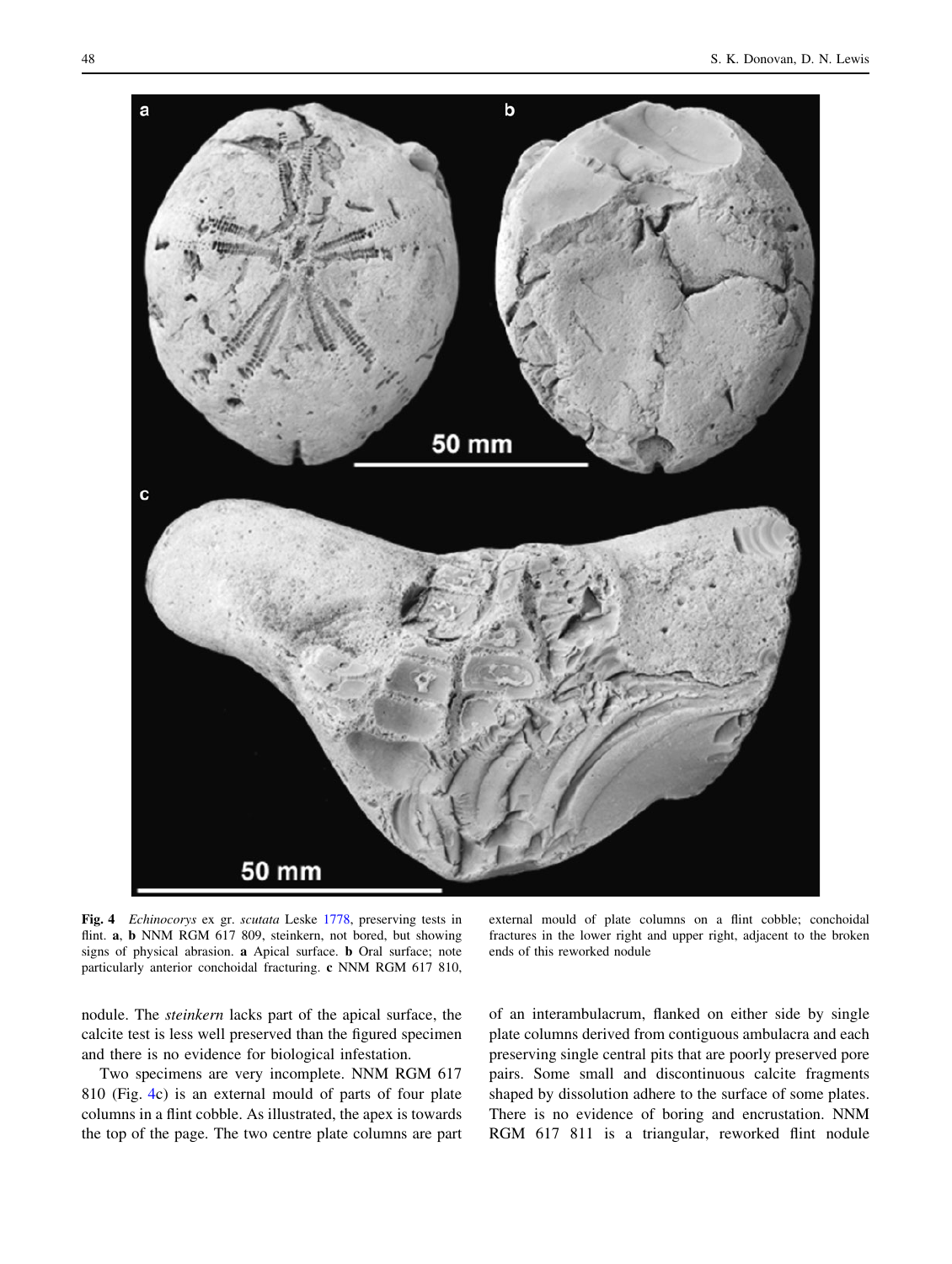**Fig. 4** *Echinocorys* ex gr. *scutata* Leske 1778, preserving tests in flint. **a**, **b** NNM RGM 617 809, steinkern, not bored, but showing signs of physical abrasion. **a** Apical surface. **b** Oral surface; note particularly anterior conchoidal fracturing. **c** NNM RGM 617 810, external mould of plate columns on a flint cobble; conchoidal fractures in the lower right and upper right, adjacent to the broken ends of this reworked nodule

nodule. The *steinkern* lacks part of the apical surface, the calcite test is less well preserved than the figured specimen and there is no evidence for biological infestation.

Two specimens are very incomplete. NNM RGM 617 810 (Fig. 4c) is an external mould of parts of four plate columns in a flint cobble. As illustrated, the apex is towards the top of the page. The two centre plate columns are part of an interambulacrum, flanked on either side by single plate columns derived from contiguous ambulacra and each preserving single central pits that are poorly preserved pore pairs. Some small and discontinuous calcite fragments shaped by dissolution adhere to the surface of some plates. There is no evidence of boring and encrustation. NNM RGM 617 811 is a triangular, reworked flint nodule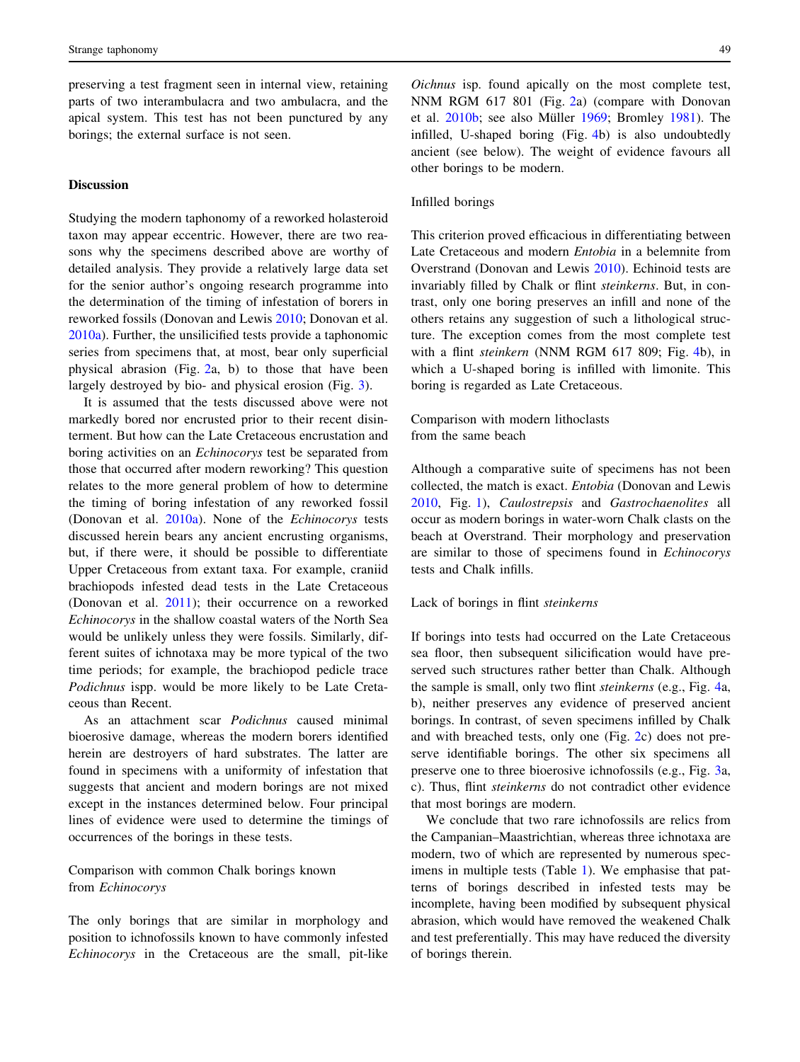preserving a test fragment seen in internal view, retaining parts of two interambulacra and two ambulacra, and the apical system. This test has not been punctured by any borings; the external surface is not seen.

## Discussion

Studying the modern taphonomy of a reworked holasteroid taxon may appear eccentric. However, there are two reasons why the specimens described above are worthy of detailed analysis. They provide a relatively large data set for the senior author's ongoing research programme into the determination of the timing of infestation of borers in reworked fossils (Donovan and Lewis 2010; Donovan et al. 2010a). Further, the unsilicified tests provide a taphonomic series from specimens that, at most, bear only superficial physical abrasion (Fig. 2a, b) to those that have been largely destroyed by bio- and physical erosion (Fig. 3).

It is assumed that the tests discussed above were not markedly bored nor encrusted prior to their recent disinterment. But how can the Late Cretaceous encrustation and boring activities on an *Echinocorys* test be separated from those that occurred after modern reworking? This question relates to the more general problem of how to determine the timing of boring infestation of any reworked fossil (Donovan et al. 2010a). None of the *Echinocorys* tests discussed herein bears any ancient encrusting organisms, but, if there were, it should be possible to differentiate Upper Cretaceous from extant taxa. For example, craniid brachiopods infested dead tests in the Late Cretaceous (Donovan et al. 2011); their occurrence on a reworked *Echinocorys* in the shallow coastal waters of the North Sea would be unlikely unless they were fossils. Similarly, different suites of ichnotaxa may be more typical of the two time periods; for example, the brachiopod pedicle trace *Podichnus* ispp. would be more likely to be Late Cretaceous than Recent.

As an attachment scar *Podichnus* caused minimal bioerosive damage, whereas the modern borers identified herein are destroyers of hard substrates. The latter are found in specimens with a uniformity of infestation that suggests that ancient and modern borings are not mixed except in the instances determined below. Four principal lines of evidence were used to determine the timings of occurrences of the borings in these tests.

### Comparison with common Chalk borings known from *Echinocorys*

The only borings that are similar in morphology and position to ichnofossils known to have commonly infested *Echinocorys* in the Cretaceous are the small, pit-like *Oichnus* isp. found apically on the most complete test, NNM RGM 617 801 (Fig. 2a) (compare with Donovan et al. 2010b; see also Müller 1969; Bromley 1981). The infilled, U-shaped boring (Fig. 4b) is also undoubtedly ancient (see below). The weight of evidence favours all other borings to be modern.

### Infilled borings

This criterion proved efficacious in differentiating between Late Cretaceous and modern *Entobia* in a belemnite from Overstrand (Donovan and Lewis 2010). Echinoid tests are invariably filled by Chalk or flint *steinkerns*. But, in contrast, only one boring preserves an infill and none of the others retains any suggestion of such a lithological structure. The exception comes from the most complete test with a flint *steinkern* (NNM RGM 617 809; Fig. 4b), in which a U-shaped boring is infilled with limonite. This boring is regarded as Late Cretaceous.

### Comparison with modern lithoclasts from the same beach

Although a comparative suite of specimens has not been collected, the match is exact. *Entobia* (Donovan and Lewis 2010, Fig. 1), *Caulostrepsis* and *Gastrochaenolites* all occur as modern borings in water-worn Chalk clasts on the beach at Overstrand. Their morphology and preservation are similar to those of specimens found in *Echinocorys* tests and Chalk infills.

### Lack of borings in flint *steinkerns*

If borings into tests had occurred on the Late Cretaceous sea floor, then subsequent silicification would have preserved such structures rather better than Chalk. Although the sample is small, only two flint *steinkerns* (e.g., Fig. 4a, b), neither preserves any evidence of preserved ancient borings. In contrast, of seven specimens infilled by Chalk and with breached tests, only one (Fig. 2c) does not preserve identifiable borings. The other six specimens all preserve one to three bioerosive ichnofossils (e.g., Fig. 3a, c). Thus, flint *steinkerns* do not contradict other evidence that most borings are modern.

We conclude that two rare ichnofossils are relics from the Campanian–Maastrichtian, whereas three ichnotaxa are modern, two of which are represented by numerous specimens in multiple tests (Table 1). We emphasise that patterns of borings described in infested tests may be incomplete, having been modified by subsequent physical abrasion, which would have removed the weakened Chalk and test preferentially. This may have reduced the diversity of borings therein.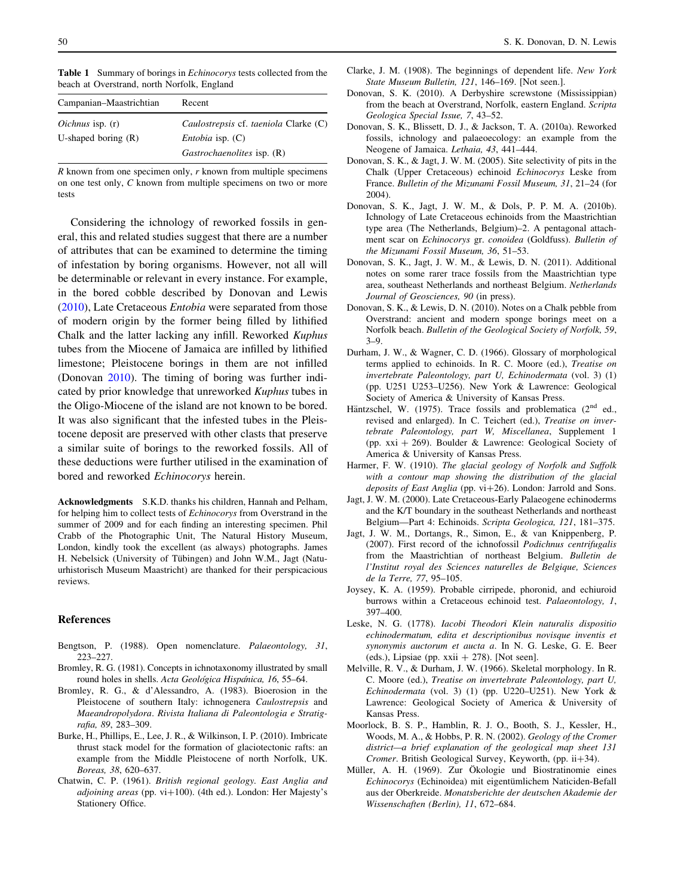**Table 1** Summary of borings in *Echinocorys* tests collected from the beach at Overstrand, north Norfolk, England

| Campanian–Maastrichtian | Recent |
|---|---|
| *Oichnus* isp. (r) | *Caulostrepsis* cf. *taeniola* Clarke (C) |
| U-shaped boring (R) | *Entobia* isp. (C) |
| | *Gastrochaenolites* isp. (R) |

*R* known from one specimen only, *r* known from multiple specimens on one test only, *C* known from multiple specimens on two or more tests

Considering the ichnology of reworked fossils in general, this and related studies suggest that there are a number of attributes that can be examined to determine the timing of infestation by boring organisms. However, not all will be determinable or relevant in every instance. For example, in the bored cobble described by Donovan and Lewis (2010), Late Cretaceous *Entobia* were separated from those of modern origin by the former being filled by lithified Chalk and the latter lacking any infill. Reworked *Kuphus* tubes from the Miocene of Jamaica are infilled by lithified limestone; Pleistocene borings in them are not infilled (Donovan 2010). The timing of boring was further indicated by prior knowledge that unreworked *Kuphus* tubes in the Oligo-Miocene of the island are not known to be bored. It was also significant that the infested tubes in the Pleistocene deposit are preserved with other clasts that preserve a similar suite of borings to the reworked fossils. All of these deductions were further utilised in the examination of bored and reworked *Echinocorys* herein.

**Acknowledgments** S.K.D. thanks his children, Hannah and Pelham, for helping him to collect tests of *Echinocorys* from Overstrand in the summer of 2009 and for each finding an interesting specimen. Phil Crabb of the Photographic Unit, The Natural History Museum, London, kindly took the excellent (as always) photographs. James H. Nebelsick (University of Tübingen) and John W.M., Jagt (Natuurhistorisch Museum Maastricht) are thanked for their perspicacious reviews.

## References

Bengtson, P. (1988). Open nomenclature. *Palaeontology, 31*, 223–227.

Bromley, R. G. (1981). Concepts in ichnotaxonomy illustrated by small round holes in shells. *Acta Geológica Hispánica, 16*, 55–64.

Bromley, R. G., & d'Alessandro, A. (1983). Bioerosion in the Pleistocene of southern Italy: ichnogenera *Caulostrepsis* and *Maeandropolydora*. *Rivista Italiana di Paleontologia e Stratigrafia, 89*, 283–309.

Burke, H., Phillips, E., Lee, J. R., & Wilkinson, I. P. (2010). Imbricate thrust stack model for the formation of glaciotectonic rafts: an example from the Middle Pleistocene of north Norfolk, UK. *Boreas, 38*, 620–637.

Chatwin, C. P. (1961). *British regional geology. East Anglia and adjoining areas* (pp. vi+100). (4th ed.). London: Her Majesty's Stationery Office.

Clarke, J. M. (1908). The beginnings of dependent life. *New York State Museum Bulletin, 121*, 146–169. [Not seen.].

Donovan, S. K. (2010). A Derbyshire screwstone (Mississippian) from the beach at Overstrand, Norfolk, eastern England. *Scripta Geologica Special Issue, 7*, 43–52.

Donovan, S. K., Blissett, D. J., & Jackson, T. A. (2010a). Reworked fossils, ichnology and palaeoecology: an example from the Neogene of Jamaica. *Lethaia, 43*, 441–444.

Donovan, S. K., & Jagt, J. W. M. (2005). Site selectivity of pits in the Chalk (Upper Cretaceous) echinoid *Echinocorys* Leske from France. *Bulletin of the Mizunami Fossil Museum, 31*, 21–24 (for 2004).

Donovan, S. K., Jagt, J. W. M., & Dols, P. P. M. A. (2010b). Ichnology of Late Cretaceous echinoids from the Maastrichtian type area (The Netherlands, Belgium)–2. A pentagonal attachment scar on *Echinocorys* gr. *conoidea* (Goldfuss). *Bulletin of the Mizunami Fossil Museum, 36*, 51–53.

Donovan, S. K., Jagt, J. W. M., & Lewis, D. N. (2011). Additional notes on some rarer trace fossils from the Maastrichtian type area, southeast Netherlands and northeast Belgium. *Netherlands Journal of Geosciences, 90* (in press).

Donovan, S. K., & Lewis, D. N. (2010). Notes on a Chalk pebble from Overstrand: ancient and modern sponge borings meet on a Norfolk beach. *Bulletin of the Geological Society of Norfolk, 59*, 3–9.

Durham, J. W., & Wagner, C. D. (1966). Glossary of morphological terms applied to echinoids. In R. C. Moore (ed.), *Treatise on invertebrate Paleontology, part U, Echinodermata* (vol. 3) (1) (pp. U251 U253–U256). New York & Lawrence: Geological Society of America & University of Kansas Press.

Häntzschel, W. (1975). Trace fossils and problematica (2nd ed., revised and enlarged). In C. Teichert (ed.), *Treatise on invertebrate Paleontology, part W, Miscellanea*, Supplement 1 (pp. xxi + 269). Boulder & Lawrence: Geological Society of America & University of Kansas Press.

Harmer, F. W. (1910). *The glacial geology of Norfolk and Suffolk with a contour map showing the distribution of the glacial deposits of East Anglia* (pp. vi+26). London: Jarrold and Sons.

Jagt, J. W. M. (2000). Late Cretaceous-Early Palaeogene echinoderms and the K/T boundary in the southeast Netherlands and northeast Belgium—Part 4: Echinoids. *Scripta Geologica, 121*, 181–375.

Jagt, J. W. M., Dortangs, R., Simon, E., & van Knippenberg, P. (2007). First record of the ichnofossil *Podichnus centrifugalis* from the Maastrichtian of northeast Belgium. *Bulletin de l'Institut royal des Sciences naturelles de Belgique, Sciences de la Terre, 77*, 95–105.

Joysey, K. A. (1959). Probable cirripede, phoronid, and echiuroid burrows within a Cretaceous echinoid test. *Palaeontology, 1*, 397–400.

Leske, N. G. (1778). *Iacobi Theodori Klein naturalis dispositio echinodermatum, edita et descriptionibus novisque inventis et synonymis auctorum et aucta a*. In N. G. Leske, G. E. Beer (eds.), Lipsiae (pp. xxii + 278). [Not seen].

Melville, R. V., & Durham, J. W. (1966). Skeletal morphology. In R. C. Moore (ed.), *Treatise on invertebrate Paleontology, part U, Echinodermata* (vol. 3) (1) (pp. U220–U251). New York & Lawrence: Geological Society of America & University of Kansas Press.

Moorlock, B. S. P., Hamblin, R. J. O., Booth, S. J., Kessler, H., Woods, M. A., & Hobbs, P. R. N. (2002). *Geology of the Cromer district—a brief explanation of the geological map sheet 131 Cromer*. British Geological Survey, Keyworth, (pp. ii+34).

Müller, A. H. (1969). Zur Ökologie und Biostratinomie eines *Echinocorys* (Echinoidea) mit eigentümlichem Naticiden-Befall aus der Oberkreide. *Monatsberichte der deutschen Akademie der Wissenschaften (Berlin), 11*, 672–684.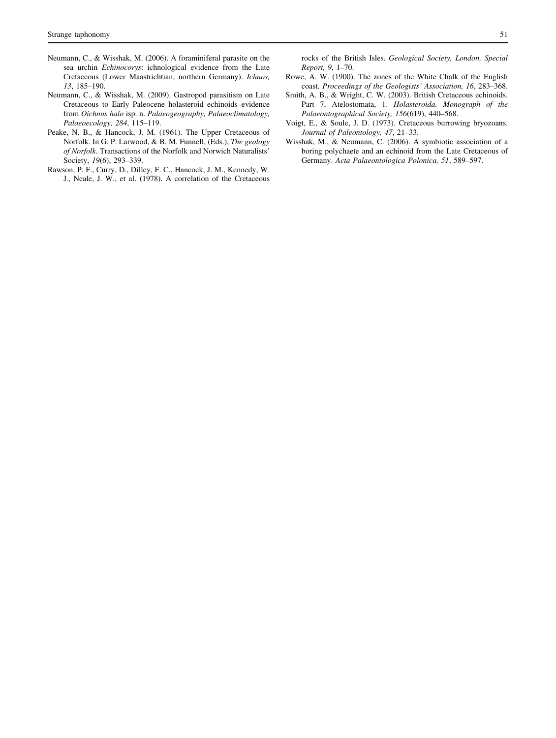Neumann, C., & Wisshak, M. (2006). A foraminiferal parasite on the sea urchin *Echinocorys*: ichnological evidence from the Late Cretaceous (Lower Maastrichtian, northern Germany). *Ichnos, 13*, 185–190.

Neumann, C., & Wisshak, M. (2009). Gastropod parasitism on Late Cretaceous to Early Paleocene holasteroid echinoids–evidence from *Oichnus halo* isp. n. *Palaeogeography, Palaeoclimatology, Palaeoecology, 284*, 115–119.

Peake, N. B., & Hancock, J. M. (1961). The Upper Cretaceous of Norfolk. In G. P. Larwood, & B. M. Funnell, (Eds.), *The geology of Norfolk*. Transactions of the Norfolk and Norwich Naturalists' Society, *19*(6), 293–339.

Rawson, P. F., Curry, D., Dilley, F. C., Hancock, J. M., Kennedy, W. J., Neale, J. W., et al. (1978). A correlation of the Cretaceous rocks of the British Isles. *Geological Society, London, Special Report, 9*, 1–70.

Rowe, A. W. (1900). The zones of the White Chalk of the English coast. *Proceedings of the Geologists' Association, 16*, 283–368.

Smith, A. B., & Wright, C. W. (2003). British Cretaceous echinoids. Part 7, Atelostomata, 1. *Holasteroida. Monograph of the Palaeontographical Society, 156*(619), 440–568.

Voigt, E., & Soule, J. D. (1973). Cretaceous burrowing bryozoans. *Journal of Paleontology, 47*, 21–33.

Wisshak, M., & Neumann, C. (2006). A symbiotic association of a boring polychaete and an echinoid from the Late Cretaceous of Germany. *Acta Palaeontologica Polonica, 51*, 589–597.